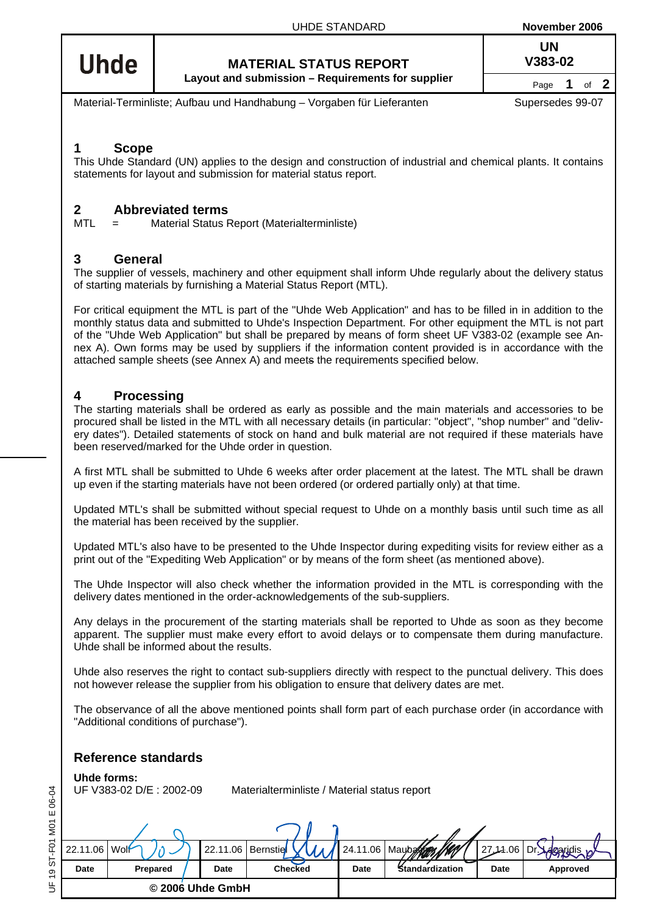# MATERIAL STATUS REPORT

**Layout and submission – Requirements for supplier**

**UN V383-02**

Material-Terminliste; Aufbau und Handhabung – Vorgaben für Lieferanten

Supersedes 99-07

## 1 Scope

This Uhde Standard (UN) applies to the design and construction of industrial and chemical plants. It contains statements for layout and submission for material status report.

## 2 Abbreviated terms

MTL = Material Status Report (Materialterminliste)

## 3 General

The supplier of vessels, machinery and other equipment shall inform Uhde regularly about the delivery status of starting materials by furnishing a Material Status Report (MTL).

For critical equipment the MTL is part of the "Uhde Web Application" and has to be filled in in addition to the monthly status data and submitted to Uhde's Inspection Department. For other equipment the MTL is not part of the "Uhde Web Application" but shall be prepared by means of form sheet UF V383-02 (example see Annex A). Own forms may be used by suppliers if the information content provided is in accordance with the attached sample sheets (see Annex A) and meets the requirements specified below.

## 4 Processing

The starting materials shall be ordered as early as possible and the main materials and accessories to be procured shall be listed in the MTL with all necessary details (in particular: "object", "shop number" and "delivery dates"). Detailed statements of stock on hand and bulk material are not required if these materials have been reserved/marked for the Uhde order in question.

A first MTL shall be submitted to Uhde 6 weeks after order placement at the latest. The MTL shall be drawn up even if the starting materials have not been ordered (or ordered partially only) at that time.

Updated MTL's shall be submitted without special request to Uhde on a monthly basis until such time as all the material has been received by the supplier.

Updated MTL's also have to be presented to the Uhde Inspector during expediting visits for review either as a print out of the "Expediting Web Application" or by means of the form sheet (as mentioned above).

The Uhde Inspector will also check whether the information provided in the MTL is corresponding with the delivery dates mentioned in the order-acknowledgements of the sub-suppliers.

Any delays in the procurement of the starting materials shall be reported to Uhde as soon as they become apparent. The supplier must make every effort to avoid delays or to compensate them during manufacture. Uhde shall be informed about the results.

Uhde also reserves the right to contact sub-suppliers directly with respect to the punctual delivery. This does not however release the supplier from his obligation to ensure that delivery dates are met.

The observance of all the above mentioned points shall form part of each purchase order (in accordance with "Additional conditions of purchase").

## Reference standards

**Uhde forms:**

UF V383-02 D/E : 2002-09 Materialterminliste / Material status report

| Date | Prepared | Date | Checked | Date | Standardization | Date | Approved |
|---|---|---|---|---|---|---|---|
| 22.11.06 | Wolf | 22.11.06 | Bernstiel | 24.11.06 | Maubach | 27.11.06 | Dr. Lazaridis |

© 2006 Uhde GmbH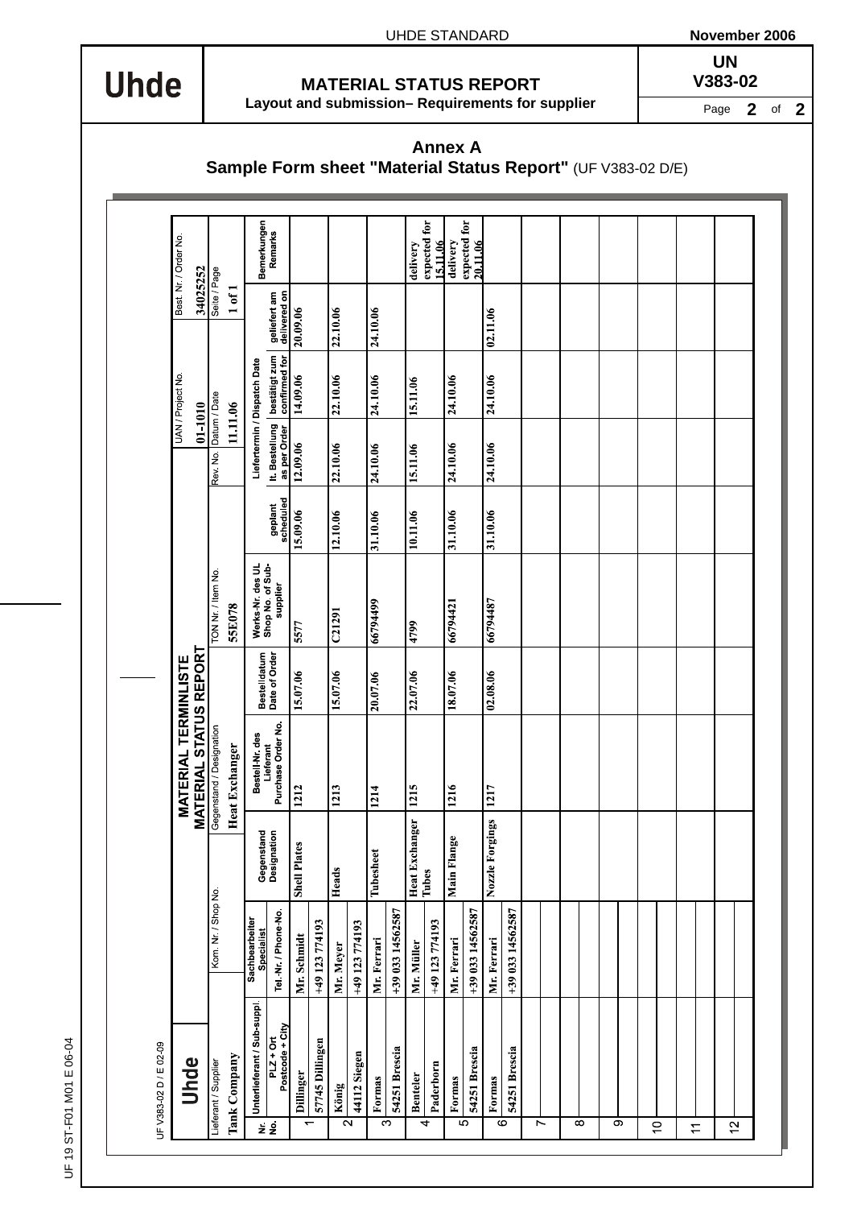# Annex A

## Sample Form sheet "Material Status Report" (UF V383-02 D/E)

UF V383-02 D / E 02-09

**Uhde**

**MATERIAL TERMINLISTE**
**MATERIAL STATUS REPORT**

| Lieferant / Supplier | Kom. Nr. / Shop No. | Gegenstand / Designation | TON Nr. / Item No. | Rev. No. | UAN / Project No. | Datum / Date | Best. Nr. / Order No. | Seite / Page |
|---|---|---|---|---|---|---|---|---|
| Tank Company | | Heat Exchanger | 55E078 | | 01-1010 | 11.11.06 | 3402525 | 1 of 1 |

| Nr. No. | Unterlieferant / Sub-suppl. PLZ + Ort Postcode + City | Sachbearbeiter Specialist Tel.-Nr. / Phone-No. | Gegenstand Designation | Bestell-Nr. des Lieferant Purchase Order No. | Bestelldatum Date of Order | Werks-Nr. des UL Shop No. of Sub-supplier | geplant scheduled | Liefertermin / Dispatch Date lt. Bestellung as per Order | Liefertermin / Dispatch Date bestätigt zum confirmed for | geliefert am delivered on | Bemerkungen Remarks |
|---|---|---|---|---|---|---|---|---|---|---|---|
| 1 | Dillinger 57745 Dillingen | Mr. Schmidt +49 123 774193 | Shell Plates | 1212 | 15.07.06 | 5577 | 15.09.06 | 12.09.06 | 14.09.06 | 20.09.06 | |
| 2 | König 44112 Siegen | Mr. Meyer +49 123 774193 | Heads | 1213 | 15.07.06 | C21291 | 12.10.06 | 22.10.06 | 22.10.06 | 22.10.06 | |
| 3 | Formas 54251 Brescia | Mr. Ferrari +39 033 14562587 | Tubesheet | 1214 | 20.07.06 | 66794499 | 31.10.06 | 24.10.06 | 24.10.06 | 24.10.06 | |
| 4 | Benteler Paderborn | Mr. Müller +49 123 774193 | Heat Exchanger Tubes | 1215 | 22.07.06 | 4799 | 10.11.06 | 15.11.06 | 15.11.06 | | delivery expected for 15.11.06 |
| 5 | Formas 54251 Brescia | Mr. Ferrari +39 033 14562587 | Main Flange | 1216 | 18.07.06 | 66794421 | 31.10.06 | 24.10.06 | 24.10.06 | | delivery expected for 20.11.06 |
| 6 | Formas 54251 Brescia | Mr. Ferrari +39 033 14562587 | Nozzle Forgings | 1217 | 02.08.06 | 66794487 | 31.10.06 | 24.10.06 | 24.10.06 | 02.11.06 | |
| 7 | | | | | | | | | | | |
| 8 | | | | | | | | | | | |
| 9 | | | | | | | | | | | |
| 10 | | | | | | | | | | | |
| 11 | | | | | | | | | | | |
| 12 | | | | | | | | | | | |